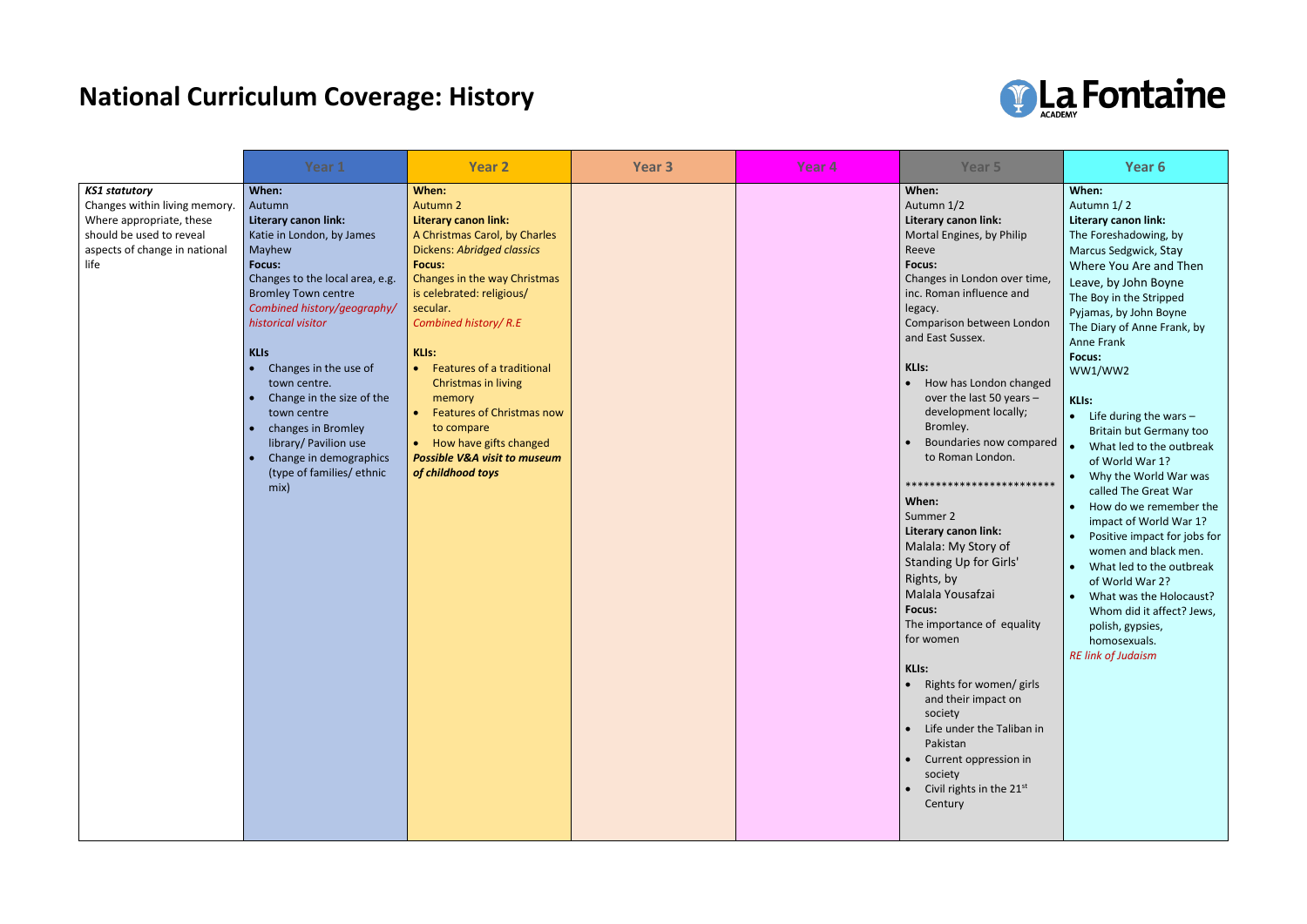# National Curriculum Coverage: History

La Fontaine ACADEMY

| | Year 1 | Year 2 | Year 3 | Year 4 | Year 5 | Year 6 |
|---|---|---|---|---|---|---|
| ***KS1 statutory***<br>Changes within living memory. Where appropriate, these should be used to reveal aspects of change in national life | **When:**<br>Autumn<br>**Literary canon link:**<br>Katie in London, by James Mayhew<br>**Focus:**<br>Changes to the local area, e.g. Bromley Town centre<br>*Combined history/geography/ historical visitor*<br><br>**KLIs**<br>• Changes in the use of town centre.<br>• Change in the size of the town centre<br>• changes in Bromley library/ Pavilion use<br>• Change in demographics (type of families/ ethnic mix) | **When:**<br>Autumn 2<br>**Literary canon link:**<br>A Christmas Carol, by Charles Dickens: *Abridged classics*<br>**Focus:**<br>Changes in the way Christmas is celebrated: religious/ secular.<br>*Combined history/ R.E*<br><br>**KLIs:**<br>• Features of a traditional Christmas in living memory<br>• Features of Christmas now to compare<br>• How have gifts changed<br>***Possible V&A visit to museum of childhood toys*** | | | **When:**<br>Autumn 1/2<br>**Literary canon link:**<br>Mortal Engines, by Philip Reeve<br>**Focus:**<br>Changes in London over time, inc. Roman influence and legacy.<br>Comparison between London and East Sussex.<br><br>**KLIs:**<br>• How has London changed over the last 50 years – development locally; Bromley.<br>• Boundaries now compared to Roman London.<br><br>*************************<br>**When:**<br>Summer 2<br>**Literary canon link:**<br>Malala: My Story of Standing Up for Girls' Rights, by Malala Yousafzai<br>**Focus:**<br>The importance of equality for women<br><br>**KLIs:**<br>• Rights for women/ girls and their impact on society<br>• Life under the Taliban in Pakistan<br>• Current oppression in society<br>• Civil rights in the 21st Century | **When:**<br>Autumn 1/ 2<br>**Literary canon link:**<br>The Foreshadowing, by Marcus Sedgwick, Stay Where You Are and Then Leave, by John Boyne<br>The Boy in the Stripped Pyjamas, by John Boyne<br>The Diary of Anne Frank, by Anne Frank<br>**Focus:**<br>WW1/WW2<br><br>**KLIs:**<br>• Life during the wars – Britain but Germany too<br>• What led to the outbreak of World War 1?<br>• Why the World War was called The Great War<br>• How do we remember the impact of World War 1?<br>• Positive impact for jobs for women and black men.<br>• What led to the outbreak of World War 2?<br>• What was the Holocaust? Whom did it affect? Jews, polish, gypsies, homosexuals.<br>*RE link of Judaism* |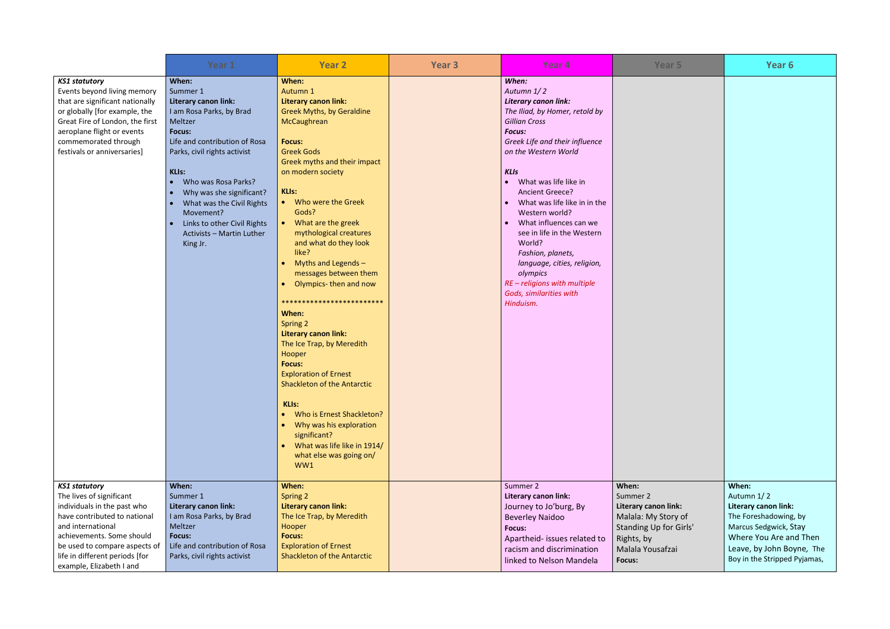| | Year 1 | Year 2 | Year 3 | Year 4 | Year 5 | Year 6 |
|---|---|---|---|---|---|---|
| ***KS1 statutory***<br>Events beyond living memory that are significant nationally or globally [for example, the Great Fire of London, the first aeroplane flight or events commemorated through festivals or anniversaries] | **When:**<br>Summer 1<br>**Literary canon link:**<br>I am Rosa Parks, by Brad Meltzer<br>**Focus:**<br>Life and contribution of Rosa Parks, civil rights activist<br><br>**KLIs:**<br>• Who was Rosa Parks?<br>• Why was she significant?<br>• What was the Civil Rights Movement?<br>• Links to other Civil Rights Activists – Martin Luther King Jr. | **When:**<br>Autumn 1<br>**Literary canon link:**<br>Greek Myths, by Geraldine McCaughrean<br><br>**Focus:**<br>Greek Gods<br>Greek myths and their impact on modern society<br><br>**KLIs:**<br>• Who were the Greek Gods?<br>• What are the greek mythological creatures and what do they look like?<br>• Myths and Legends – messages between them<br>• Olympics- then and now<br><br>*************************<br><br>**When:**<br>Spring 2<br>**Literary canon link:**<br>The Ice Trap, by Meredith Hooper<br>**Focus:**<br>Exploration of Ernest Shackleton of the Antarctic<br><br>**KLIs:**<br>• Who is Ernest Shackleton?<br>• Why was his exploration significant?<br>• What was life like in 1914/ what else was going on/ WW1 | | ***When:***<br>*Autumn 1/ 2*<br>***Literary canon link:***<br>*The Iliad, by Homer, retold by Gillian Cross*<br>***Focus:***<br>*Greek Life and their influence on the Western World*<br><br>***KLIs***<br>• What was life like in Ancient Greece?<br>• What was life like in in the Western world?<br>• What influences can we see in life in the Western World?<br>*Fashion, planets, language, cities, religion, olympics*<br>*RE – religions with multiple Gods, similarities with Hinduism.* | | |
| ***KS1 statutory***<br>The lives of significant individuals in the past who have contributed to national and international achievements. Some should be used to compare aspects of life in different periods [for example, Elizabeth I and | **When:**<br>Summer 1<br>**Literary canon link:**<br>I am Rosa Parks, by Brad Meltzer<br>**Focus:**<br>Life and contribution of Rosa Parks, civil rights activist | **When:**<br>Spring 2<br>**Literary canon link:**<br>The Ice Trap, by Meredith Hooper<br>**Focus:**<br>Exploration of Ernest Shackleton of the Antarctic | | Summer 2<br>**Literary canon link:**<br>Journey to Jo'burg, By Beverley Naidoo<br>**Focus:**<br>Apartheid- issues related to racism and discrimination linked to Nelson Mandela | **When:**<br>Summer 2<br>**Literary canon link:**<br>Malala: My Story of Standing Up for Girls' Rights, by Malala Yousafzai<br>**Focus:** | **When:**<br>Autumn 1/ 2<br>**Literary canon link:**<br>The Foreshadowing, by Marcus Sedgwick, Stay Where You Are and Then Leave, by John Boyne, The Boy in the Stripped Pyjamas, |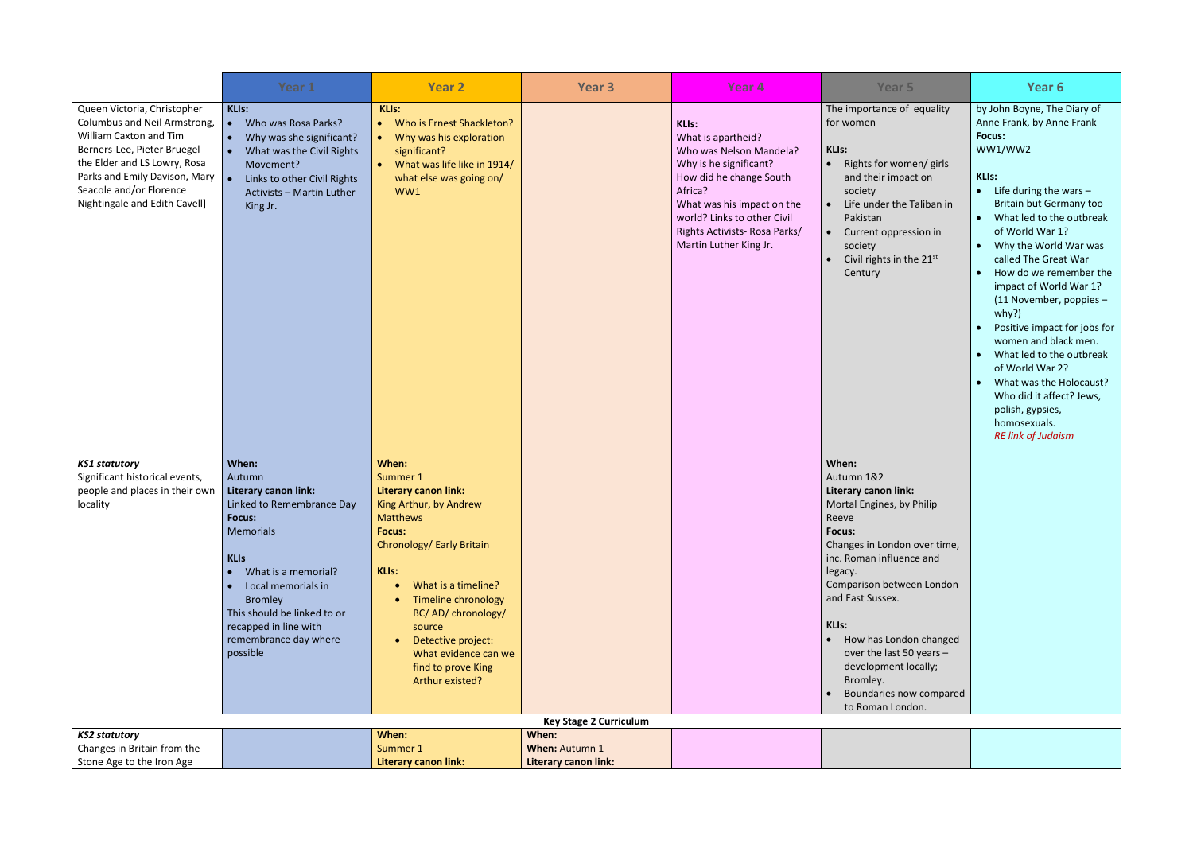| | Year 1 | Year 2 | Year 3 | Year 4 | Year 5 | Year 6 |
|---|---|---|---|---|---|---|
| Queen Victoria, Christopher Columbus and Neil Armstrong, William Caxton and Tim Berners-Lee, Pieter Bruegel the Elder and LS Lowry, Rosa Parks and Emily Davison, Mary Seacole and/or Florence Nightingale and Edith Cavell] | **KLIs:**<br>• Who was Rosa Parks?<br>• Why was she significant?<br>• What was the Civil Rights Movement?<br>• Links to other Civil Rights Activists – Martin Luther King Jr. | **KLIs:**<br>• Who is Ernest Shackleton?<br>• Why was his exploration significant?<br>• What was life like in 1914/ what else was going on/ WW1 | | **KLIs:**<br>What is apartheid?<br>Who was Nelson Mandela?<br>Why is he significant?<br>How did he change South Africa?<br>What was his impact on the world? Links to other Civil Rights Activists- Rosa Parks/ Martin Luther King Jr. | The importance of equality for women<br><br>**KLIs:**<br>• Rights for women/ girls and their impact on society<br>• Life under the Taliban in Pakistan<br>• Current oppression in society<br>• Civil rights in the 21st Century | by John Boyne, The Diary of Anne Frank, by Anne Frank<br>**Focus:**<br>WW1/WW2<br><br>**KLIs:**<br>• Life during the wars – Britain but Germany too<br>• What led to the outbreak of World War 1?<br>• Why the World War was called The Great War<br>• How do we remember the impact of World War 1? (11 November, poppies – why?)<br>• Positive impact for jobs for women and black men.<br>• What led to the outbreak of World War 2?<br>• What was the Holocaust? Who did it affect? Jews, polish, gypsies, homosexuals.<br>*RE link of Judaism* |
| ***KS1 statutory***<br>Significant historical events, people and places in their own locality | **When:**<br>Autumn<br>**Literary canon link:**<br>Linked to Remembrance Day<br>**Focus:**<br>Memorials<br><br>**KLIs**<br>• What is a memorial?<br>• Local memorials in Bromley<br>This should be linked to or recapped in line with remembrance day where possible | **When:**<br>Summer 1<br>**Literary canon link:**<br>King Arthur, by Andrew Matthews<br>**Focus:**<br>Chronology/ Early Britain<br><br>**KLIs:**<br>• What is a timeline?<br>• Timeline chronology BC/ AD/ chronology/ source<br>• Detective project: What evidence can we find to prove King Arthur existed? | | | **When:**<br>Autumn 1&2<br>**Literary canon link:**<br>Mortal Engines, by Philip Reeve<br>**Focus:**<br>Changes in London over time, inc. Roman influence and legacy.<br>Comparison between London and East Sussex.<br><br>**KLIs:**<br>• How has London changed over the last 50 years – development locally; Bromley.<br>• Boundaries now compared to Roman London. | |
| **Key Stage 2 Curriculum** | | | | | | |
| ***KS2 statutory***<br>Changes in Britain from the Stone Age to the Iron Age | | **When:**<br>Summer 1<br>**Literary canon link:** | **When:**<br>**When:** Autumn 1<br>**Literary canon link:** | | | |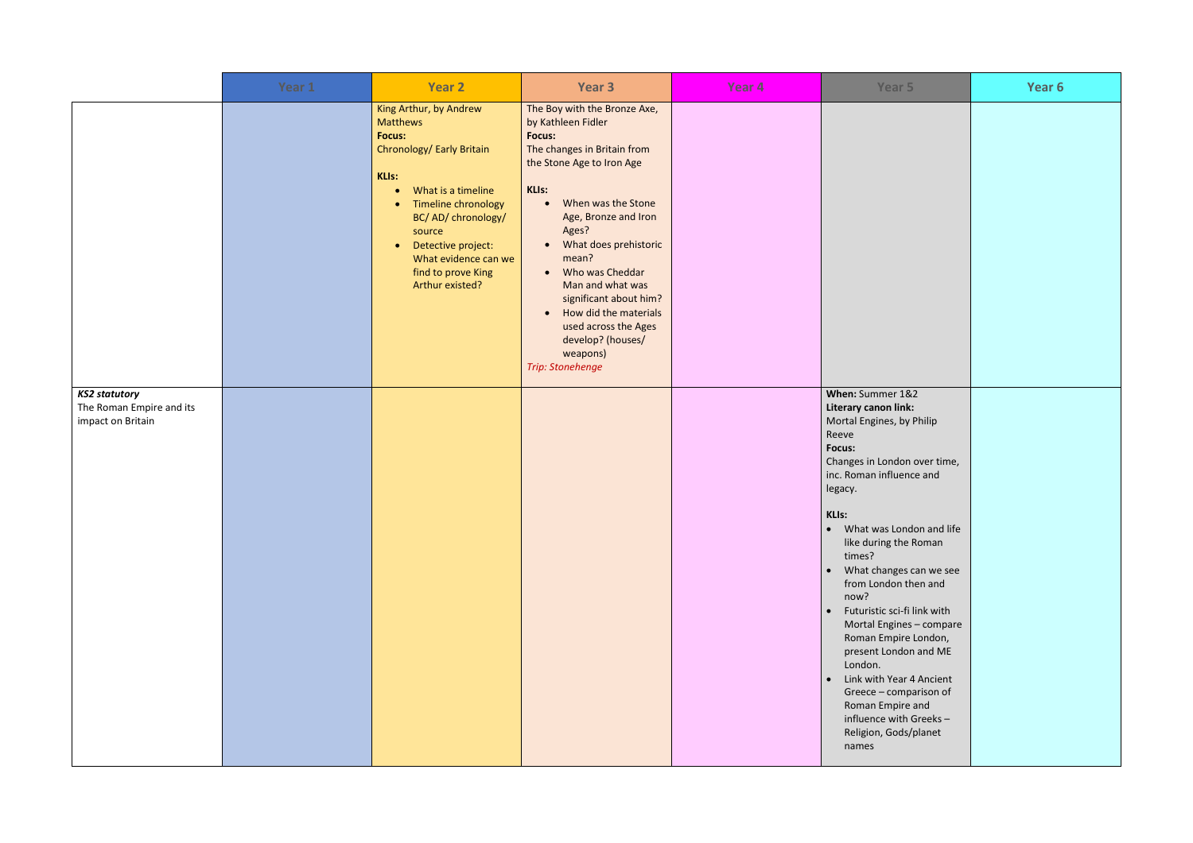| | Year 1 | Year 2 | Year 3 | Year 4 | Year 5 | Year 6 |
|---|---|---|---|---|---|---|
| | | King Arthur, by Andrew Matthews<br>**Focus:**<br>Chronology/ Early Britain<br><br>**KLIs:**<br>• What is a timeline<br>• Timeline chronology BC/ AD/ chronology/ source<br>• Detective project: What evidence can we find to prove King Arthur existed? | The Boy with the Bronze Axe, by Kathleen Fidler<br>**Focus:**<br>The changes in Britain from the Stone Age to Iron Age<br><br>**KLIs:**<br>• When was the Stone Age, Bronze and Iron Ages?<br>• What does prehistoric mean?<br>• Who was Cheddar Man and what was significant about him?<br>• How did the materials used across the Ages develop? (houses/ weapons)<br>*Trip: Stonehenge* | | | |
| ***KS2 statutory***<br>The Roman Empire and its impact on Britain | | | | | **When:** Summer 1&2<br>**Literary canon link:**<br>Mortal Engines, by Philip Reeve<br>**Focus:**<br>Changes in London over time, inc. Roman influence and legacy.<br><br>**KLIs:**<br>• What was London and life like during the Roman times?<br>• What changes can we see from London then and now?<br>• Futuristic sci-fi link with Mortal Engines – compare Roman Empire London, present London and ME London.<br>• Link with Year 4 Ancient Greece – comparison of Roman Empire and influence with Greeks – Religion, Gods/planet names | |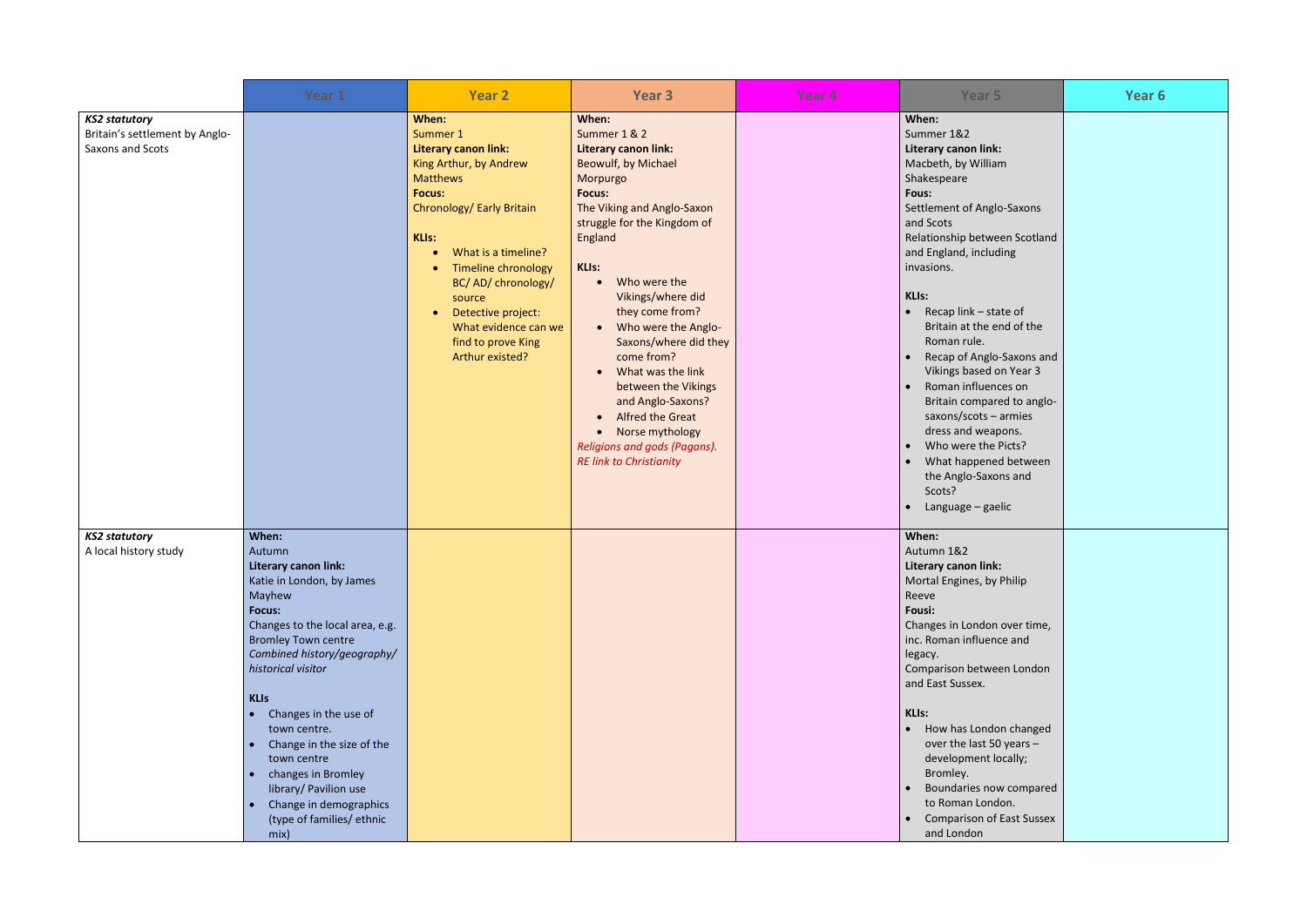| | Year 1 | Year 2 | Year 3 | Year 4 | Year 5 | Year 6 |
|---|---|---|---|---|---|---|
| ***KS2 statutory***<br>Britain's settlement by Anglo-Saxons and Scots | | **When:**<br>Summer 1<br>**Literary canon link:**<br>King Arthur, by Andrew Matthews<br>**Focus:**<br>Chronology/ Early Britain<br><br>**KLIs:**<br>• What is a timeline?<br>• Timeline chronology BC/ AD/ chronology/ source<br>• Detective project: What evidence can we find to prove King Arthur existed? | **When:**<br>Summer 1 & 2<br>**Literary canon link:**<br>Beowulf, by Michael Morpurgo<br>**Focus:**<br>The Viking and Anglo-Saxon struggle for the Kingdom of England<br><br>**KLIs:**<br>• Who were the Vikings/where did they come from?<br>• Who were the Anglo-Saxons/where did they come from?<br>• What was the link between the Vikings and Anglo-Saxons?<br>• Alfred the Great<br>• Norse mythology<br>*Religions and gods (Pagans). RE link to Christianity* | | **When:**<br>Summer 1&2<br>**Literary canon link:**<br>Macbeth, by William Shakespeare<br>**Fous:**<br>Settlement of Anglo-Saxons and Scots<br>Relationship between Scotland and England, including invasions.<br><br>**KLIs:**<br>• Recap link – state of Britain at the end of the Roman rule.<br>• Recap of Anglo-Saxons and Vikings based on Year 3<br>• Roman influences on Britain compared to anglo-saxons/scots – armies dress and weapons.<br>• Who were the Picts?<br>• What happened between the Anglo-Saxons and Scots?<br>• Language – gaelic | |
| ***KS2 statutory***<br>A local history study | **When:**<br>Autumn<br>**Literary canon link:**<br>Katie in London, by James Mayhew<br>**Focus:**<br>Changes to the local area, e.g. Bromley Town centre<br>*Combined history/geography/ historical visitor*<br><br>**KLIs**<br>• Changes in the use of town centre.<br>• Change in the size of the town centre<br>• changes in Bromley library/ Pavilion use<br>• Change in demographics (type of families/ ethnic mix) | | | | **When:**<br>Autumn 1&2<br>**Literary canon link:**<br>Mortal Engines, by Philip Reeve<br>**Fousi:**<br>Changes in London over time, inc. Roman influence and legacy.<br>Comparison between London and East Sussex.<br><br>**KLIs:**<br>• How has London changed over the last 50 years – development locally; Bromley.<br>• Boundaries now compared to Roman London.<br>• Comparison of East Sussex and London | |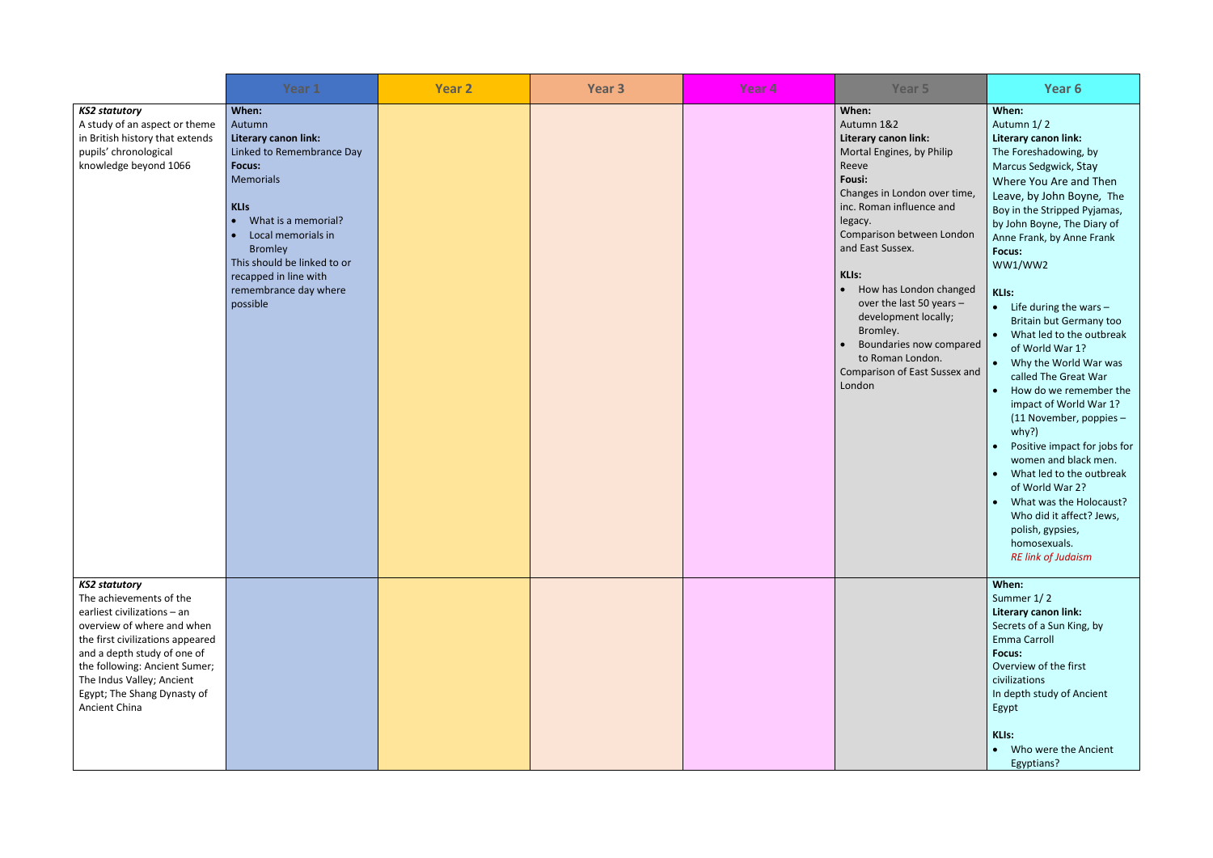| | Year 1 | Year 2 | Year 3 | Year 4 | Year 5 | Year 6 |
|---|---|---|---|---|---|---|
| ***KS2 statutory***<br>A study of an aspect or theme in British history that extends pupils' chronological knowledge beyond 1066 | **When:**<br>Autumn<br>**Literary canon link:**<br>Linked to Remembrance Day<br>**Focus:**<br>Memorials<br><br>**KLIs**<br>• What is a memorial?<br>• Local memorials in Bromley<br>This should be linked to or recapped in line with remembrance day where possible | | | | **When:**<br>Autumn 1&2<br>**Literary canon link:**<br>Mortal Engines, by Philip Reeve<br>**Fousi:**<br>Changes in London over time, inc. Roman influence and legacy.<br>Comparison between London and East Sussex.<br><br>**KLIs:**<br>• How has London changed over the last 50 years – development locally; Bromley.<br>• Boundaries now compared to Roman London.<br>Comparison of East Sussex and London | **When:**<br>Autumn 1/ 2<br>**Literary canon link:**<br>The Foreshadowing, by Marcus Sedgwick, Stay Where You Are and Then Leave, by John Boyne, The Boy in the Stripped Pyjamas, by John Boyne, The Diary of Anne Frank, by Anne Frank<br>**Focus:**<br>WW1/WW2<br><br>**KLIs:**<br>• Life during the wars – Britain but Germany too<br>• What led to the outbreak of World War 1?<br>• Why the World War was called The Great War<br>• How do we remember the impact of World War 1? (11 November, poppies – why?)<br>• Positive impact for jobs for women and black men.<br>• What led to the outbreak of World War 2?<br>• What was the Holocaust? Who did it affect? Jews, polish, gypsies, homosexuals.<br>*RE link of Judaism* |
| ***KS2 statutory***<br>The achievements of the earliest civilizations – an overview of where and when the first civilizations appeared and a depth study of one of the following: Ancient Sumer; The Indus Valley; Ancient Egypt; The Shang Dynasty of Ancient China | | | | | | **When:**<br>Summer 1/ 2<br>**Literary canon link:**<br>Secrets of a Sun King, by Emma Carroll<br>**Focus:**<br>Overview of the first civilizations<br>In depth study of Ancient Egypt<br><br>**KLIs:**<br>• Who were the Ancient Egyptians? |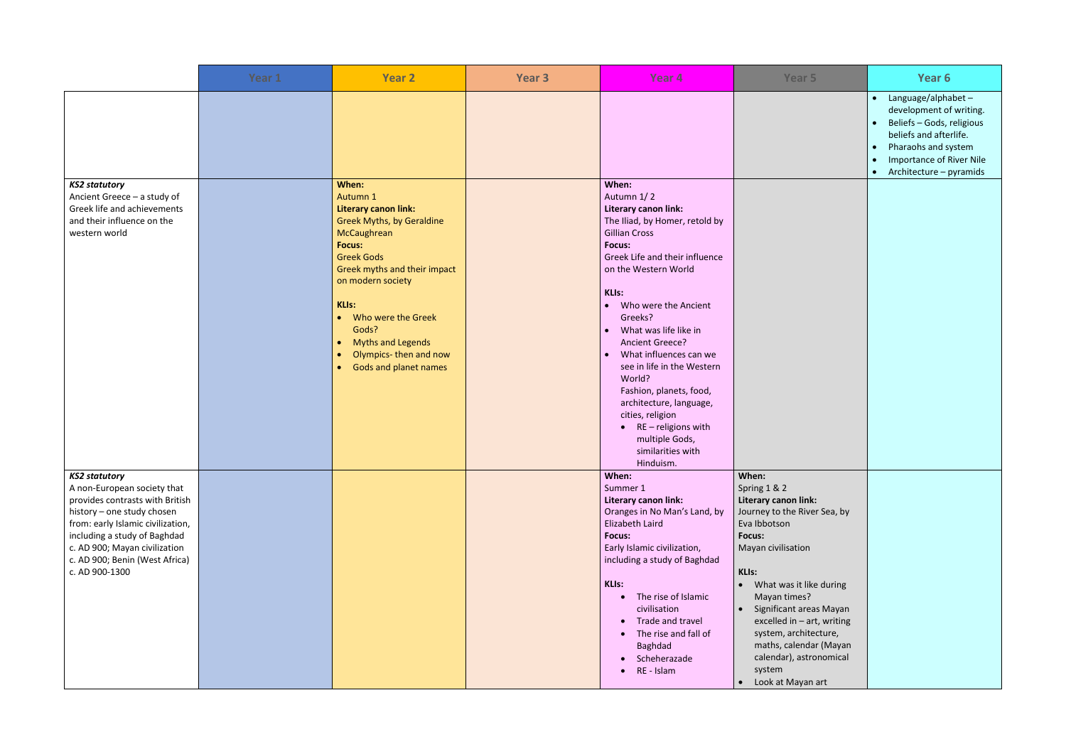| | Year 1 | Year 2 | Year 3 | Year 4 | Year 5 | Year 6 |
|---|---|---|---|---|---|---|
| | | | | | | • Language/alphabet – development of writing.<br>• Beliefs – Gods, religious beliefs and afterlife.<br>• Pharaohs and system<br>• Importance of River Nile<br>• Architecture – pyramids |
| ***KS2 statutory***<br>Ancient Greece – a study of Greek life and achievements and their influence on the western world | | **When:**<br>Autumn 1<br>**Literary canon link:**<br>Greek Myths, by Geraldine McCaughrean<br>**Focus:**<br>Greek Gods<br>Greek myths and their impact on modern society<br><br>**KLIs:**<br>• Who were the Greek Gods?<br>• Myths and Legends<br>• Olympics- then and now<br>• Gods and planet names | | **When:**<br>Autumn 1/ 2<br>**Literary canon link:**<br>The Iliad, by Homer, retold by Gillian Cross<br>**Focus:**<br>Greek Life and their influence on the Western World<br><br>**KLIs:**<br>• Who were the Ancient Greeks?<br>• What was life like in Ancient Greece?<br>• What influences can we see in life in the Western World? Fashion, planets, food, architecture, language, cities, religion<br>  • RE – religions with multiple Gods, similarities with Hinduism. | | |
| ***KS2 statutory***<br>A non-European society that provides contrasts with British history – one study chosen from: early Islamic civilization, including a study of Baghdad c. AD 900; Mayan civilization c. AD 900; Benin (West Africa) c. AD 900-1300 | | | | **When:**<br>Summer 1<br>**Literary canon link:**<br>Oranges in No Man's Land, by Elizabeth Laird<br>**Focus:**<br>Early Islamic civilization, including a study of Baghdad<br><br>**KLIs:**<br>• The rise of Islamic civilisation<br>• Trade and travel<br>• The rise and fall of Baghdad<br>• Scheherazade<br>• RE - Islam | **When:**<br>Spring 1 & 2<br>**Literary canon link:**<br>Journey to the River Sea, by Eva Ibbotson<br>**Focus:**<br>Mayan civilisation<br><br>**KLIs:**<br>• What was it like during Mayan times?<br>• Significant areas Mayan excelled in – art, writing system, architecture, maths, calendar (Mayan calendar), astronomical system<br>• Look at Mayan art | |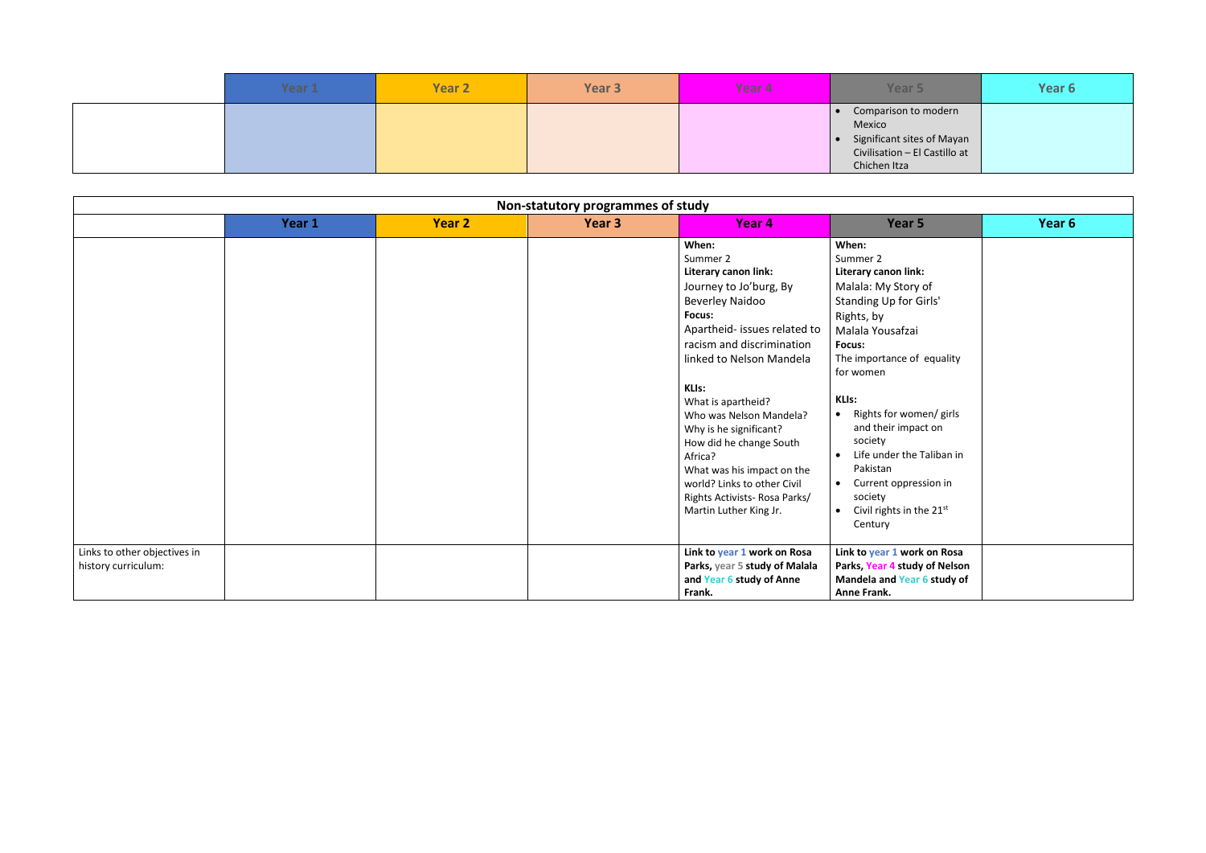| | Year 1 | Year 2 | Year 3 | Year 4 | Year 5 | Year 6 |
|---|---|---|---|---|---|---|
| | | | | | • Comparison to modern Mexico<br>• Significant sites of Mayan Civilisation – El Castillo at Chichen Itza | |

| Non-statutory programmes of study | | | | | | |
|---|---|---|---|---|---|---|
| | **Year 1** | **Year 2** | **Year 3** | **Year 4** | **Year 5** | **Year 6** |
| | | | | **When:**<br>Summer 2<br>**Literary canon link:**<br>Journey to Jo'burg, By Beverley Naidoo<br>**Focus:**<br>Apartheid- issues related to racism and discrimination linked to Nelson Mandela<br><br>**KLIs:**<br>What is apartheid?<br>Who was Nelson Mandela?<br>Why is he significant?<br>How did he change South Africa?<br>What was his impact on the world? Links to other Civil Rights Activists- Rosa Parks/ Martin Luther King Jr. | **When:**<br>Summer 2<br>**Literary canon link:**<br>Malala: My Story of Standing Up for Girls' Rights, by Malala Yousafzai<br>**Focus:**<br>The importance of equality for women<br><br>**KLIs:**<br>• Rights for women/ girls and their impact on society<br>• Life under the Taliban in Pakistan<br>• Current oppression in society<br>• Civil rights in the 21st Century | |
| Links to other objectives in history curriculum: | | | | **Link to year 1 work on Rosa Parks, year 5 study of Malala and Year 6 study of Anne Frank.** | **Link to year 1 work on Rosa Parks, Year 4 study of Nelson Mandela and Year 6 study of Anne Frank.** | |